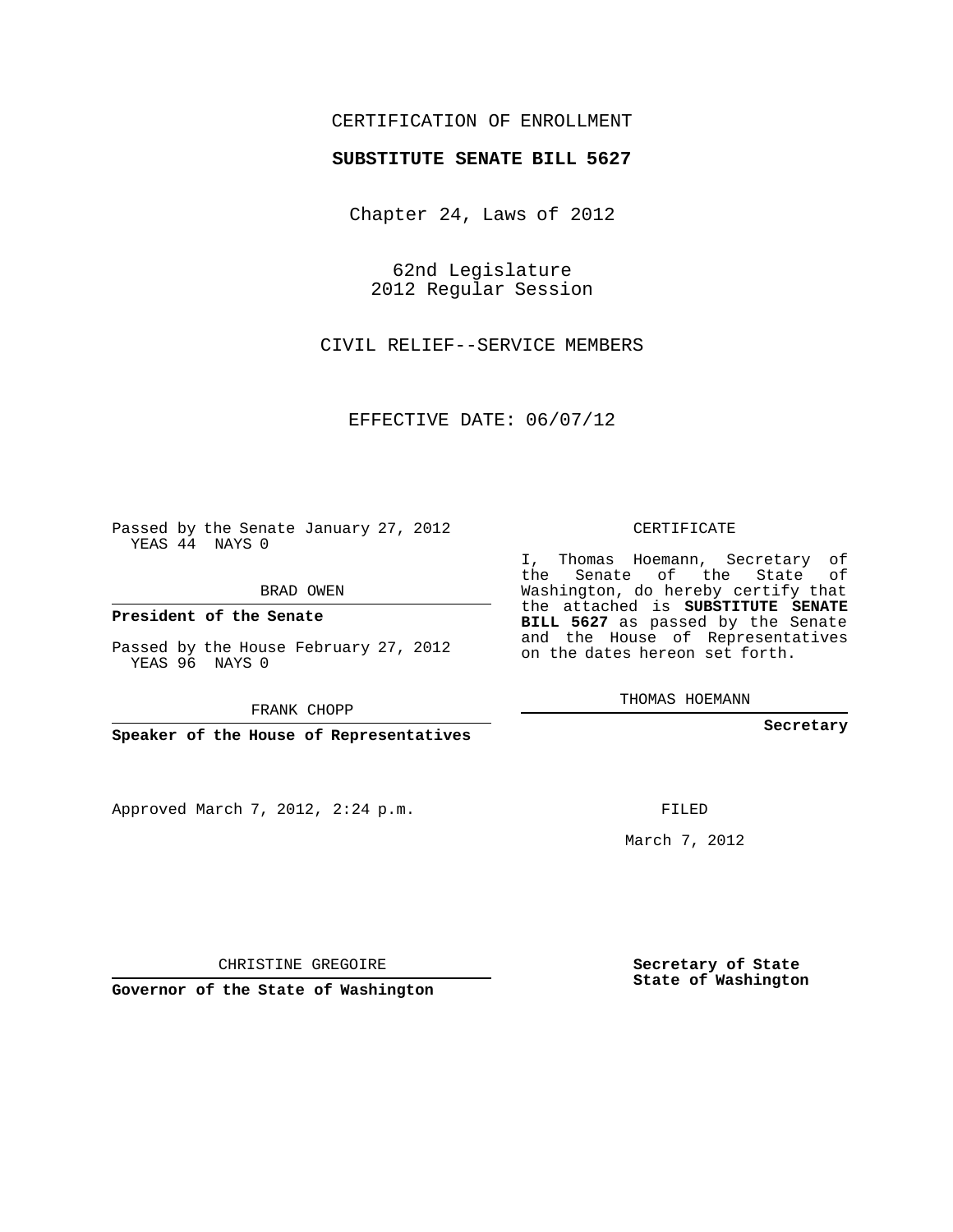CERTIFICATION OF ENROLLMENT

**SUBSTITUTE SENATE BILL 5627**

Chapter 24, Laws of 2012

62nd Legislature
2012 Regular Session

CIVIL RELIEF--SERVICE MEMBERS

EFFECTIVE DATE: 06/07/12

Passed by the Senate January 27, 2012
YEAS 44 NAYS 0

BRAD OWEN

**President of the Senate**

Passed by the House February 27, 2012
YEAS 96 NAYS 0

FRANK CHOPP

**Speaker of the House of Representatives**

Approved March 7, 2012, 2:24 p.m.

CHRISTINE GREGOIRE

**Governor of the State of Washington**

CERTIFICATE

I, Thomas Hoemann, Secretary of the Senate of the State of Washington, do hereby certify that the attached is **SUBSTITUTE SENATE BILL 5627** as passed by the Senate and the House of Representatives on the dates hereon set forth.

THOMAS HOEMANN

**Secretary**

FILED

March 7, 2012

**Secretary of State**
**State of Washington**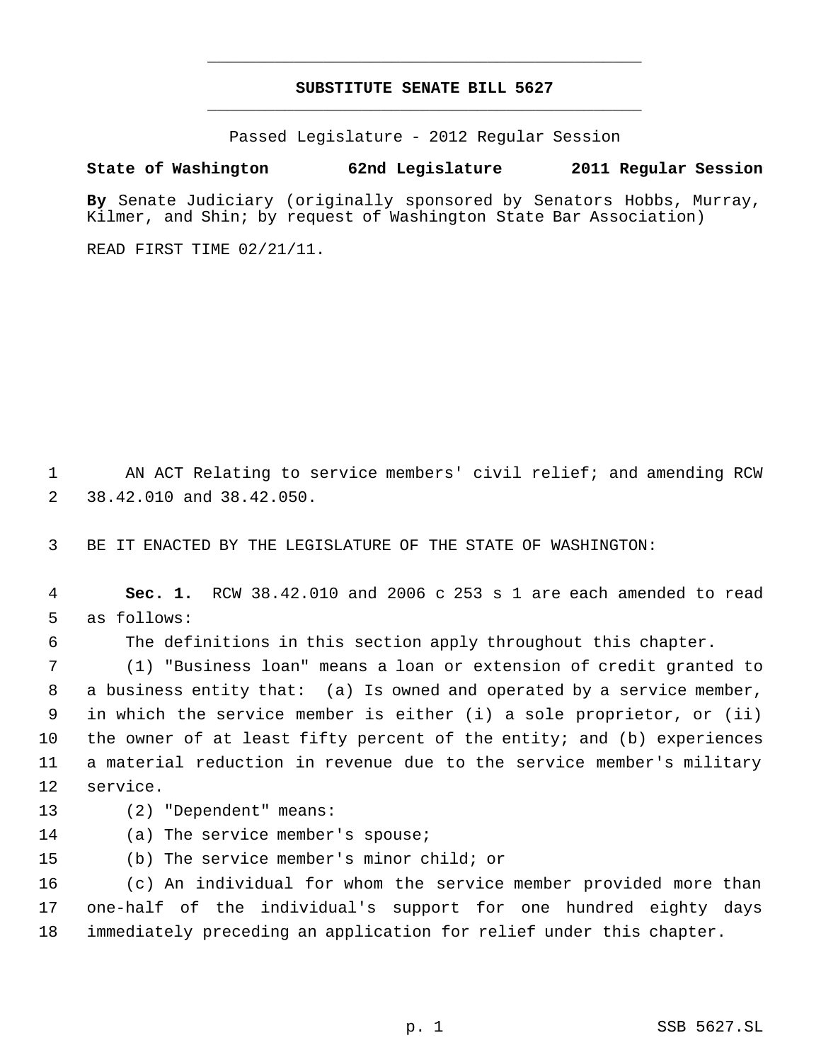# SUBSTITUTE SENATE BILL 5627

Passed Legislature - 2012 Regular Session

**State of Washington 62nd Legislature 2011 Regular Session**

**By** Senate Judiciary (originally sponsored by Senators Hobbs, Murray, Kilmer, and Shin; by request of Washington State Bar Association)

READ FIRST TIME 02/21/11.

AN ACT Relating to service members' civil relief; and amending RCW 38.42.010 and 38.42.050.

BE IT ENACTED BY THE LEGISLATURE OF THE STATE OF WASHINGTON:

**Sec. 1.** RCW 38.42.010 and 2006 c 253 s 1 are each amended to read as follows:

The definitions in this section apply throughout this chapter.

(1) "Business loan" means a loan or extension of credit granted to a business entity that: (a) Is owned and operated by a service member, in which the service member is either (i) a sole proprietor, or (ii) the owner of at least fifty percent of the entity; and (b) experiences a material reduction in revenue due to the service member's military service.

(2) "Dependent" means:

(a) The service member's spouse;

(b) The service member's minor child; or

(c) An individual for whom the service member provided more than one-half of the individual's support for one hundred eighty days immediately preceding an application for relief under this chapter.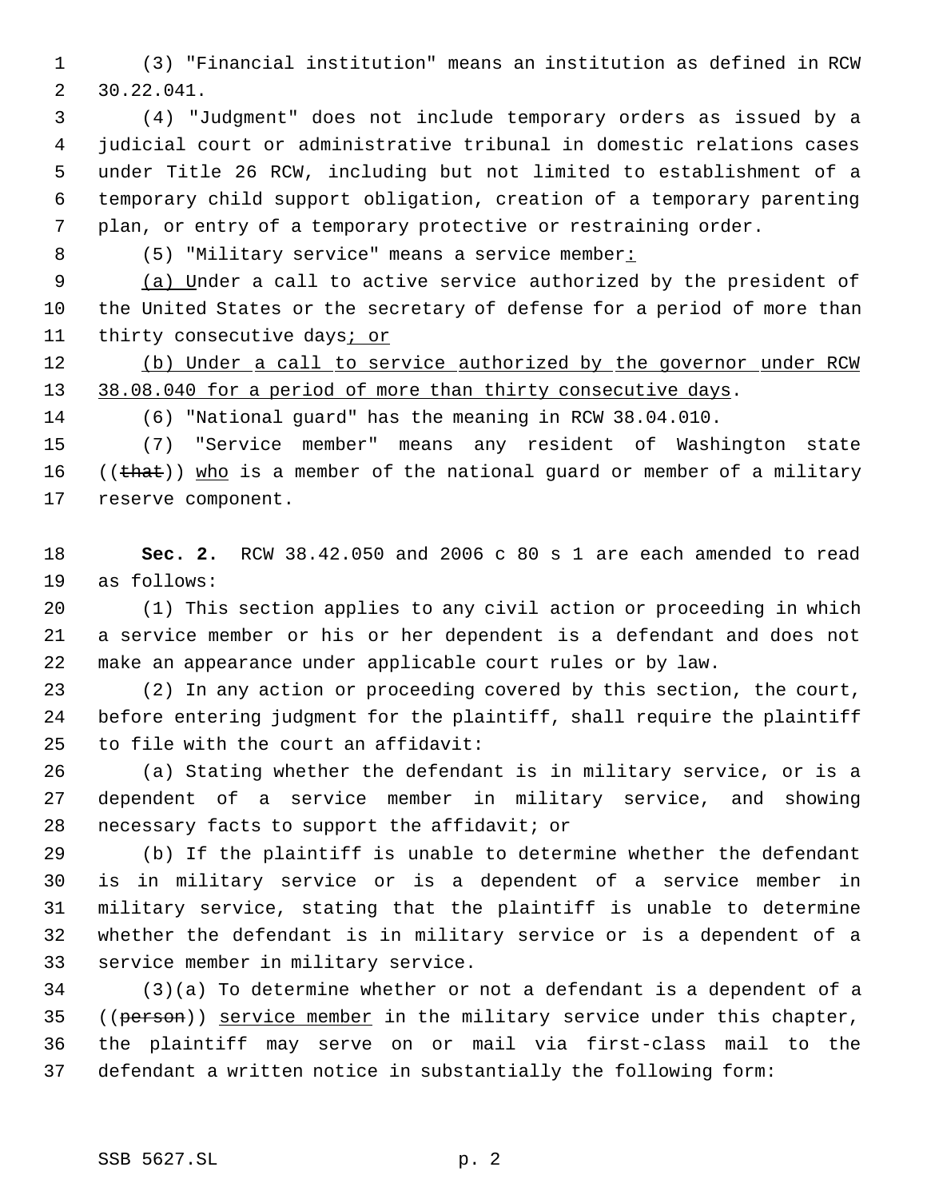(3) "Financial institution" means an institution as defined in RCW 30.22.041.

(4) "Judgment" does not include temporary orders as issued by a judicial court or administrative tribunal in domestic relations cases under Title 26 RCW, including but not limited to establishment of a temporary child support obligation, creation of a temporary parenting plan, or entry of a temporary protective or restraining order.

(5) "Military service" means a service member:

(a) Under a call to active service authorized by the president of the United States or the secretary of defense for a period of more than thirty consecutive days; or

(b) Under a call to service authorized by the governor under RCW 38.08.040 for a period of more than thirty consecutive days.

(6) "National guard" has the meaning in RCW 38.04.010.

(7) "Service member" means any resident of Washington state ((that)) who is a member of the national guard or member of a military reserve component.

**Sec. 2.** RCW 38.42.050 and 2006 c 80 s 1 are each amended to read as follows:

(1) This section applies to any civil action or proceeding in which a service member or his or her dependent is a defendant and does not make an appearance under applicable court rules or by law.

(2) In any action or proceeding covered by this section, the court, before entering judgment for the plaintiff, shall require the plaintiff to file with the court an affidavit:

(a) Stating whether the defendant is in military service, or is a dependent of a service member in military service, and showing necessary facts to support the affidavit; or

(b) If the plaintiff is unable to determine whether the defendant is in military service or is a dependent of a service member in military service, stating that the plaintiff is unable to determine whether the defendant is in military service or is a dependent of a service member in military service.

(3)(a) To determine whether or not a defendant is a dependent of a ((person)) service member in the military service under this chapter, the plaintiff may serve on or mail via first-class mail to the defendant a written notice in substantially the following form: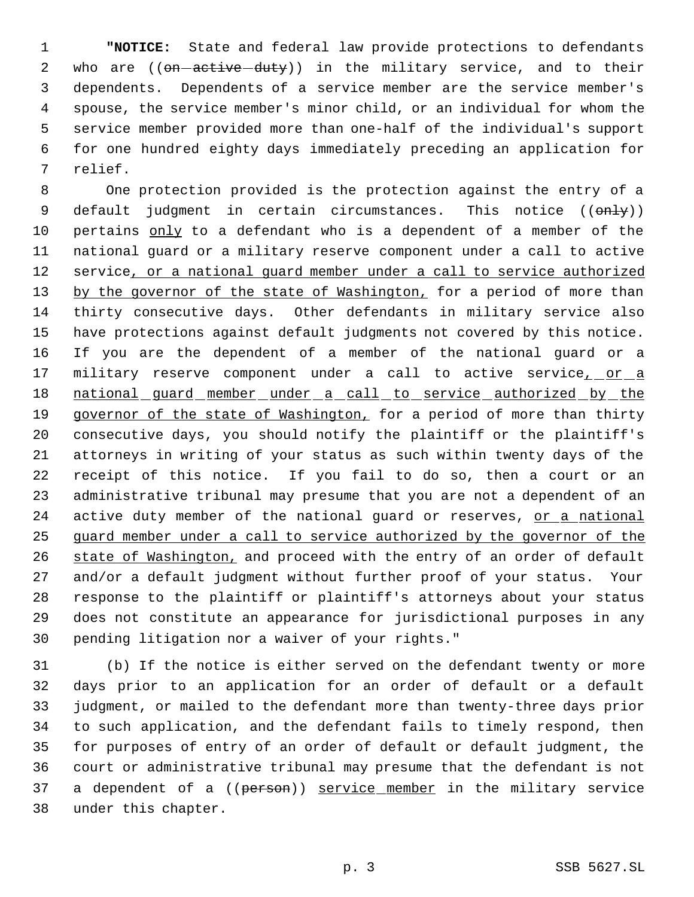"**NOTICE:** State and federal law provide protections to defendants who are ((~~on active duty~~)) in the military service, and to their dependents. Dependents of a service member are the service member's spouse, the service member's minor child, or an individual for whom the service member provided more than one-half of the individual's support for one hundred eighty days immediately preceding an application for relief.

One protection provided is the protection against the entry of a default judgment in certain circumstances. This notice ((~~only~~)) pertains <u>only</u> to a defendant who is a dependent of a member of the national guard or a military reserve component under a call to active service<u>, or a national guard member under a call to service authorized by the governor of the state of Washington,</u> for a period of more than thirty consecutive days. Other defendants in military service also have protections against default judgments not covered by this notice. If you are the dependent of a member of the national guard or a military reserve component under a call to active service<u>, or a national guard member under a call to service authorized by the governor of the state of Washington,</u> for a period of more than thirty consecutive days, you should notify the plaintiff or the plaintiff's attorneys in writing of your status as such within twenty days of the receipt of this notice. If you fail to do so, then a court or an administrative tribunal may presume that you are not a dependent of an active duty member of the national guard or reserves, <u>or a national guard member under a call to service authorized by the governor of the state of Washington,</u> and proceed with the entry of an order of default and/or a default judgment without further proof of your status. Your response to the plaintiff or plaintiff's attorneys about your status does not constitute an appearance for jurisdictional purposes in any pending litigation nor a waiver of your rights."

(b) If the notice is either served on the defendant twenty or more days prior to an application for an order of default or a default judgment, or mailed to the defendant more than twenty-three days prior to such application, and the defendant fails to timely respond, then for purposes of entry of an order of default or default judgment, the court or administrative tribunal may presume that the defendant is not a dependent of a ((~~person~~)) <u>service member</u> in the military service under this chapter.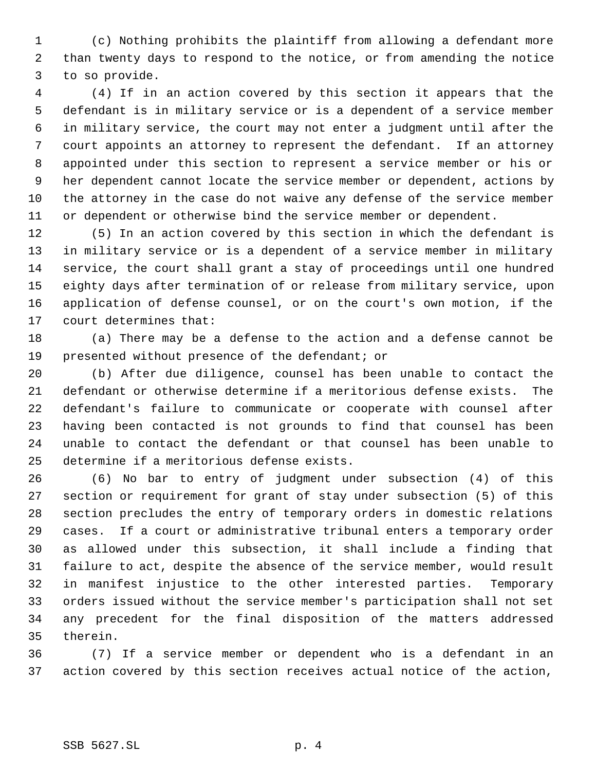(c) Nothing prohibits the plaintiff from allowing a defendant more than twenty days to respond to the notice, or from amending the notice to so provide.

(4) If in an action covered by this section it appears that the defendant is in military service or is a dependent of a service member in military service, the court may not enter a judgment until after the court appoints an attorney to represent the defendant. If an attorney appointed under this section to represent a service member or his or her dependent cannot locate the service member or dependent, actions by the attorney in the case do not waive any defense of the service member or dependent or otherwise bind the service member or dependent.

(5) In an action covered by this section in which the defendant is in military service or is a dependent of a service member in military service, the court shall grant a stay of proceedings until one hundred eighty days after termination of or release from military service, upon application of defense counsel, or on the court's own motion, if the court determines that:

(a) There may be a defense to the action and a defense cannot be presented without presence of the defendant; or

(b) After due diligence, counsel has been unable to contact the defendant or otherwise determine if a meritorious defense exists. The defendant's failure to communicate or cooperate with counsel after having been contacted is not grounds to find that counsel has been unable to contact the defendant or that counsel has been unable to determine if a meritorious defense exists.

(6) No bar to entry of judgment under subsection (4) of this section or requirement for grant of stay under subsection (5) of this section precludes the entry of temporary orders in domestic relations cases. If a court or administrative tribunal enters a temporary order as allowed under this subsection, it shall include a finding that failure to act, despite the absence of the service member, would result in manifest injustice to the other interested parties. Temporary orders issued without the service member's participation shall not set any precedent for the final disposition of the matters addressed therein.

(7) If a service member or dependent who is a defendant in an action covered by this section receives actual notice of the action,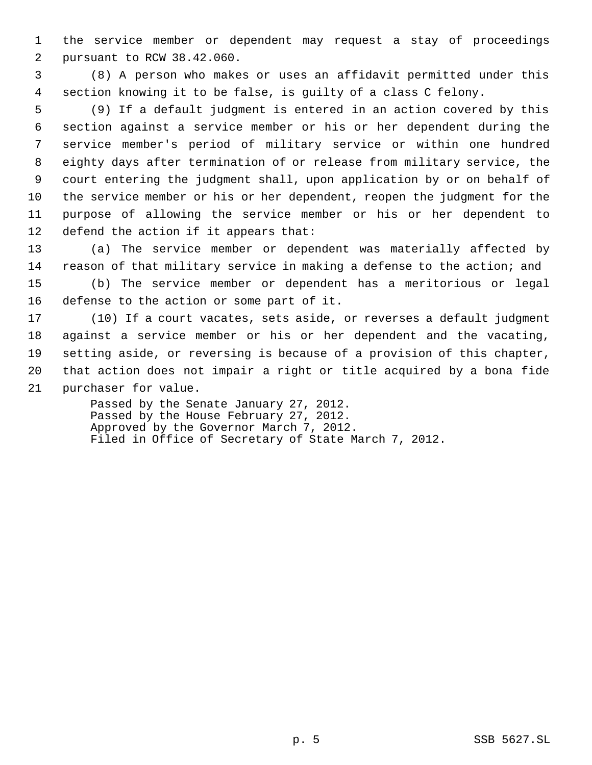the service member or dependent may request a stay of proceedings pursuant to RCW 38.42.060.

(8) A person who makes or uses an affidavit permitted under this section knowing it to be false, is guilty of a class C felony.

(9) If a default judgment is entered in an action covered by this section against a service member or his or her dependent during the service member's period of military service or within one hundred eighty days after termination of or release from military service, the court entering the judgment shall, upon application by or on behalf of the service member or his or her dependent, reopen the judgment for the purpose of allowing the service member or his or her dependent to defend the action if it appears that:

(a) The service member or dependent was materially affected by reason of that military service in making a defense to the action; and

(b) The service member or dependent has a meritorious or legal defense to the action or some part of it.

(10) If a court vacates, sets aside, or reverses a default judgment against a service member or his or her dependent and the vacating, setting aside, or reversing is because of a provision of this chapter, that action does not impair a right or title acquired by a bona fide purchaser for value.

Passed by the Senate January 27, 2012.
Passed by the House February 27, 2012.
Approved by the Governor March 7, 2012.
Filed in Office of Secretary of State March 7, 2012.